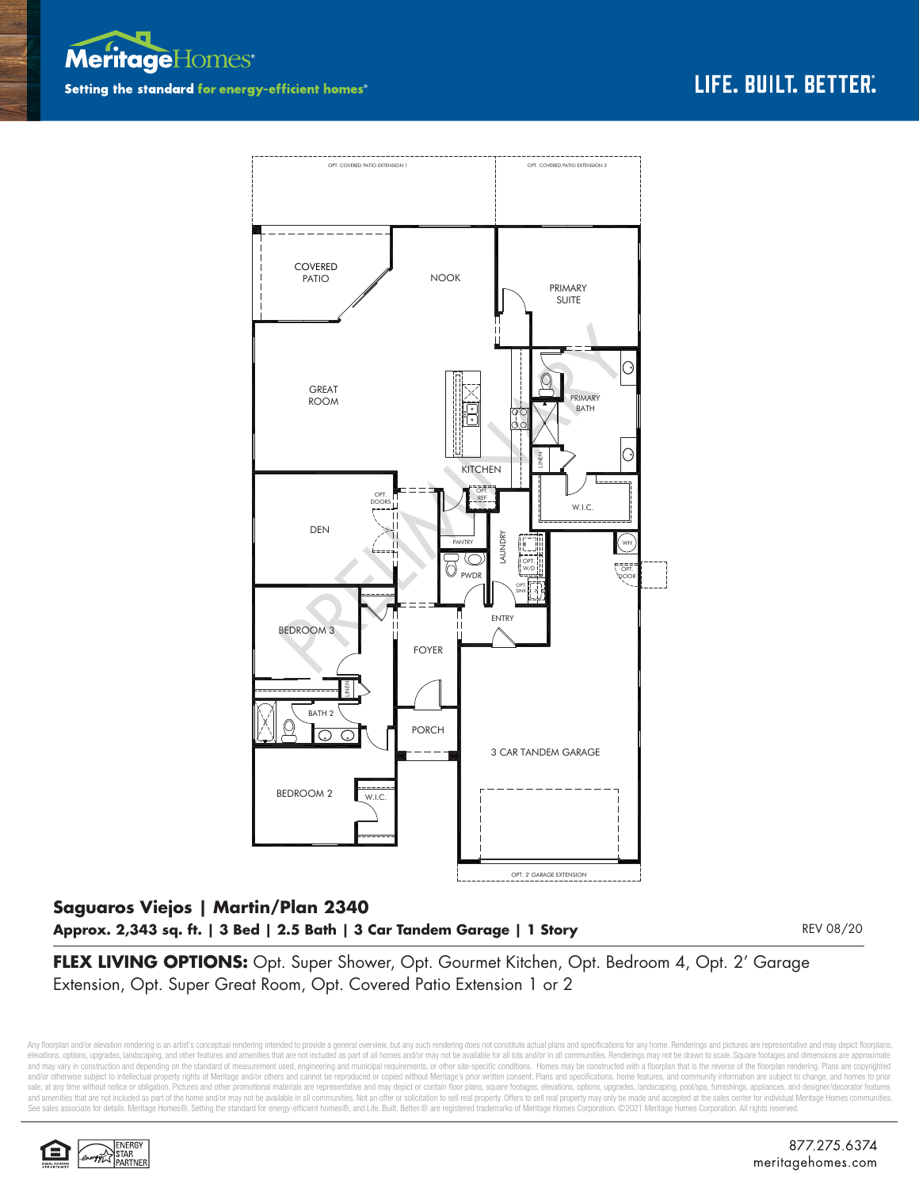Meritage Homes

Setting the standard for energy-efficient homes®

LIFE. BUILT. BETTER.

OPT. COVERED PATIO EXTENSION 1

OPT. COVERED PATIO EXTENSION 2

COVERED PATIO

NOOK

PRIMARY SUITE

GREAT ROOM

PRIMARY BATH

LINEN

KITCHEN

OPT. REF

OPT. DOORS

DEN

W.I.C.

PANTRY

LAUNDRY

PWDR

OPT. W/D

OPT. SINK

WH

OPT. DOOR

BEDROOM 3

ENTRY

FOYER

LINEN

BATH 2

PORCH

3 CAR TANDEM GARAGE

BEDROOM 2

W.I.C.

OPT. 2' GARAGE EXTENSION

PRELIMINARY

## Saguaros Viejos | Martin/Plan 2340

**Approx. 2,343 sq. ft. | 3 Bed | 2.5 Bath | 3 Car Tandem Garage | 1 Story**

REV 08/20

**FLEX LIVING OPTIONS:** Opt. Super Shower, Opt. Gourmet Kitchen, Opt. Bedroom 4, Opt. 2' Garage Extension, Opt. Super Great Room, Opt. Covered Patio Extension 1 or 2

Any floorplan and/or elevation rendering is an artist's conceptual rendering intended to provide a general overview, but any such rendering does not constitute actual plans and specifications for any home. Renderings and pictures are representative and may depict floorplans, elevations, options, upgrades, landscaping, and other features and amenities that are not included as part of all homes and/or may not be available for all lots and/or in all communities. Renderings may not be drawn to scale. Square footages and dimensions are approximate and may vary in construction and depending on the standard of measurement used, engineering and municipal requirements, or other site-specific conditions. Homes may be constructed with a floorplan that is the reverse of the floorplan rendering. Plans are copyrighted and/or otherwise subject to intellectual property rights of Meritage and/or others and cannot be reproduced or copied without Meritage's prior written consent. Plans and specifications, home features, and community information are subject to change, and homes to prior sale, at any time without notice or obligation. Pictures and other promotional materials are representative and may depict or contain floor plans, square footages, elevations, options, upgrades, landscaping, pool/spa, furnishings, appliances, and designer/decorator features and amenities that are not included as part of the home and/or may not be available in all communities. Not an offer or solicitation to sell real property. Offers to sell real property may only be made and accepted at the sales center for individual Meritage Homes communities. See sales associate for details. Meritage Homes®, Setting the standard for energy-efficient homes®, and Life. Built. Better.® are registered trademarks of Meritage Homes Corporation. ©2021 Meritage Homes Corporation. All rights reserved.

ENERGY STAR PARTNER

877.275.6374
meritagehomes.com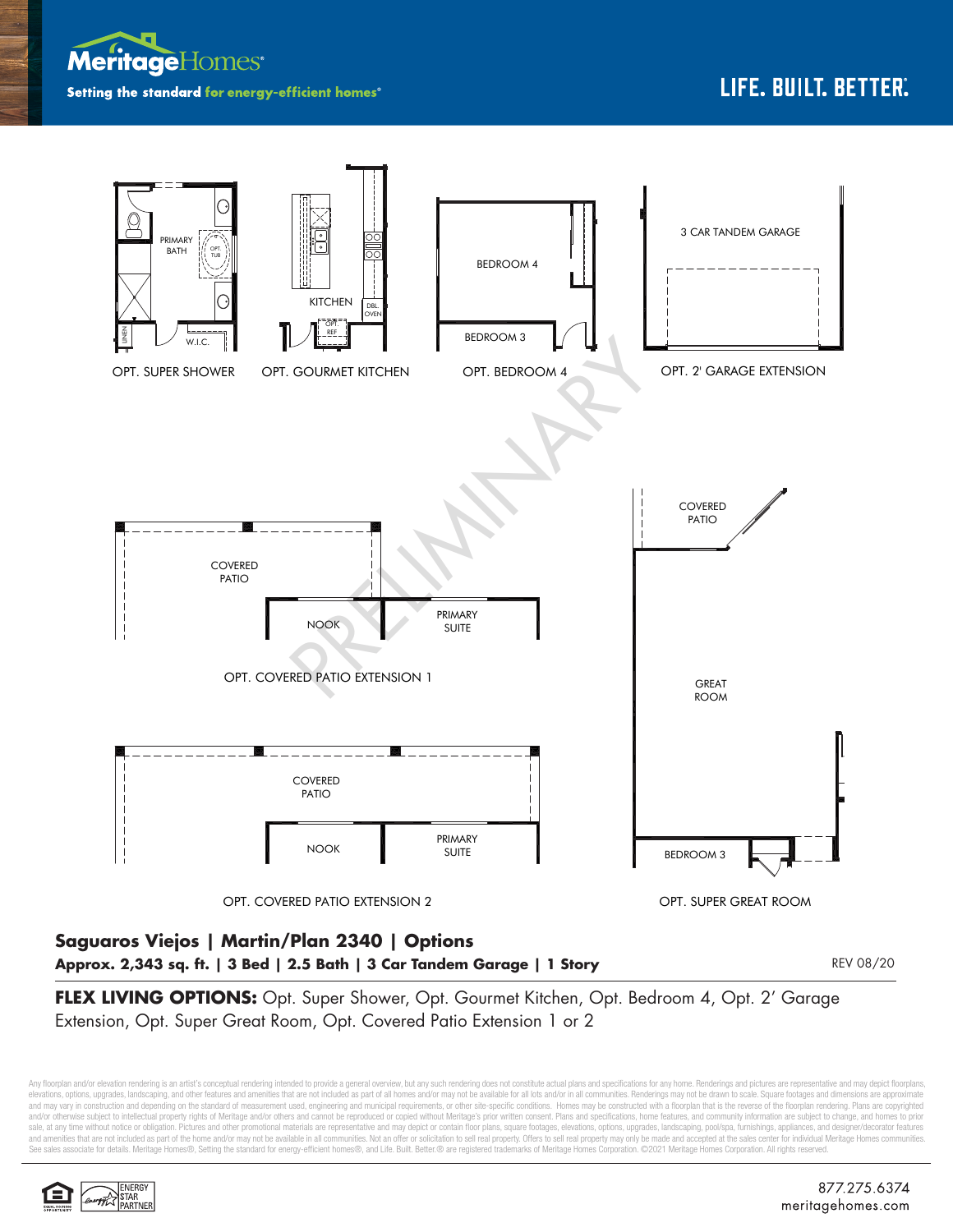MeritageHomes®

Setting the standard for energy-efficient homes®

LIFE. BUILT. BETTER.®

PRIMARY BATH
OPT. TUB
LINEN
W.I.C.

OPT. SUPER SHOWER

KITCHEN
DBL. OVEN
OPT. REF

OPT. GOURMET KITCHEN

BEDROOM 4
BEDROOM 3

OPT. BEDROOM 4

3 CAR TANDEM GARAGE

OPT. 2' GARAGE EXTENSION

COVERED PATIO
NOOK
PRIMARY SUITE

OPT. COVERED PATIO EXTENSION 1

COVERED PATIO
NOOK
PRIMARY SUITE

OPT. COVERED PATIO EXTENSION 2

COVERED PATIO
GREAT ROOM
BEDROOM 3

OPT. SUPER GREAT ROOM

PRELIMINARY

## Saguaros Viejos | Martin/Plan 2340 | Options

**Approx. 2,343 sq. ft. | 3 Bed | 2.5 Bath | 3 Car Tandem Garage | 1 Story**

REV 08/20

**FLEX LIVING OPTIONS:** Opt. Super Shower, Opt. Gourmet Kitchen, Opt. Bedroom 4, Opt. 2’ Garage Extension, Opt. Super Great Room, Opt. Covered Patio Extension 1 or 2

Any floorplan and/or elevation rendering is an artist's conceptual rendering intended to provide a general overview, but any such rendering does not constitute actual plans and specifications for any home. Renderings and pictures are representative and may depict floorplans, elevations, options, upgrades, landscaping, and other features and amenities that are not included as part of all homes and/or may not be available for all lots and/or in all communities. Renderings may not be drawn to scale. Square footages and dimensions are approximate and may vary in construction and depending on the standard of measurement used, engineering and municipal requirements, or other site-specific conditions. Homes may be constructed with a floorplan that is the reverse of the floorplan rendering. Plans are copyrighted and/or otherwise subject to intellectual property rights of Meritage and/or others and cannot be reproduced or copied without Meritage's prior written consent. Plans and specifications, home features, and community information are subject to change, and homes to prior sale, at any time without notice or obligation. Pictures and other promotional materials are representative and may depict or contain floor plans, square footages, elevations, options, upgrades, landscaping, pool/spa, furnishings, appliances, and decorator features and amenities that are not included as part of the home and/or may not be available in all communities. Not an offer or solicitation to sell real property. Offers to sell real property may only be made and accepted at the sales center for individual Meritage Homes communities. See sales associate for details. Meritage Homes®, Setting the standard for energy-efficient homes®, and Life. Built. Better.® are registered trademarks of Meritage Homes Corporation. ©2021 Meritage Homes Corporation. All rights reserved.

EQUAL HOUSING OPPORTUNITY

ENERGY STAR PARTNER

877.275.6374
meritagehomes.com